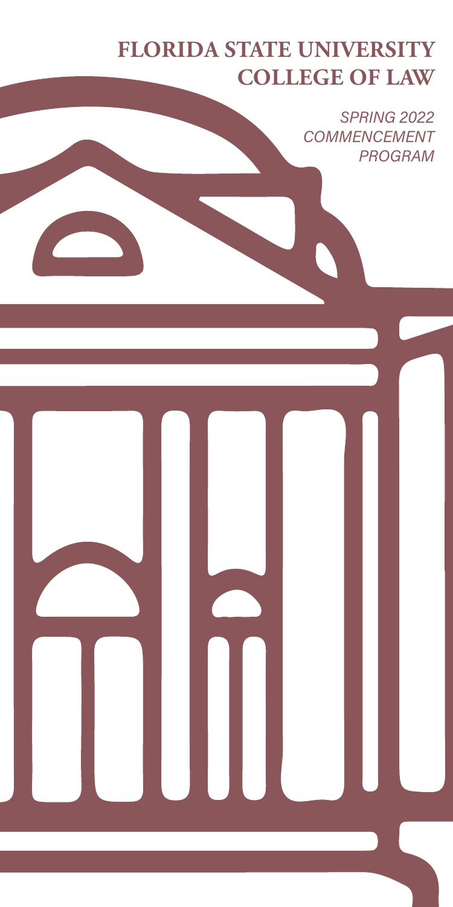# FLORIDA STATE UNIVERSITY COLLEGE OF LAW

*SPRING 2022 COMMENCEMENT PROGRAM*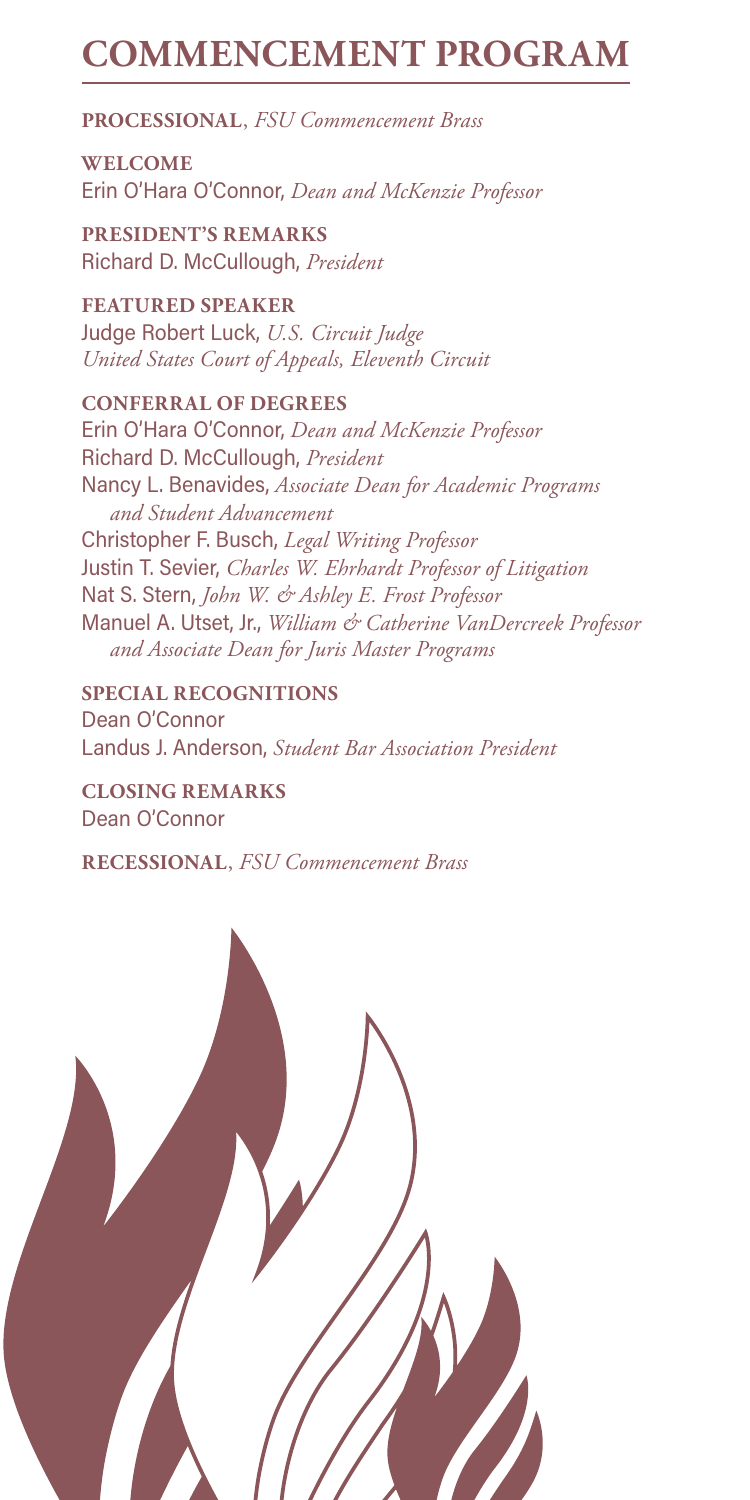# COMMENCEMENT PROGRAM

**PROCESSIONAL**, *FSU Commencement Brass*

**WELCOME**
Erin O'Hara O'Connor, *Dean and McKenzie Professor*

**PRESIDENT'S REMARKS**
Richard D. McCullough, *President*

**FEATURED SPEAKER**
Judge Robert Luck, *U.S. Circuit Judge*
*United States Court of Appeals, Eleventh Circuit*

**CONFERRAL OF DEGREES**
Erin O'Hara O'Connor, *Dean and McKenzie Professor*
Richard D. McCullough, *President*
Nancy L. Benavides, *Associate Dean for Academic Programs and Student Advancement*
Christopher F. Busch, *Legal Writing Professor*
Justin T. Sevier, *Charles W. Ehrhardt Professor of Litigation*
Nat S. Stern, *John W. & Ashley E. Frost Professor*
Manuel A. Utset, Jr., *William & Catherine VanDercreek Professor and Associate Dean for Juris Master Programs*

**SPECIAL RECOGNITIONS**
Dean O'Connor
Landus J. Anderson, *Student Bar Association President*

**CLOSING REMARKS**
Dean O'Connor

**RECESSIONAL**, *FSU Commencement Brass*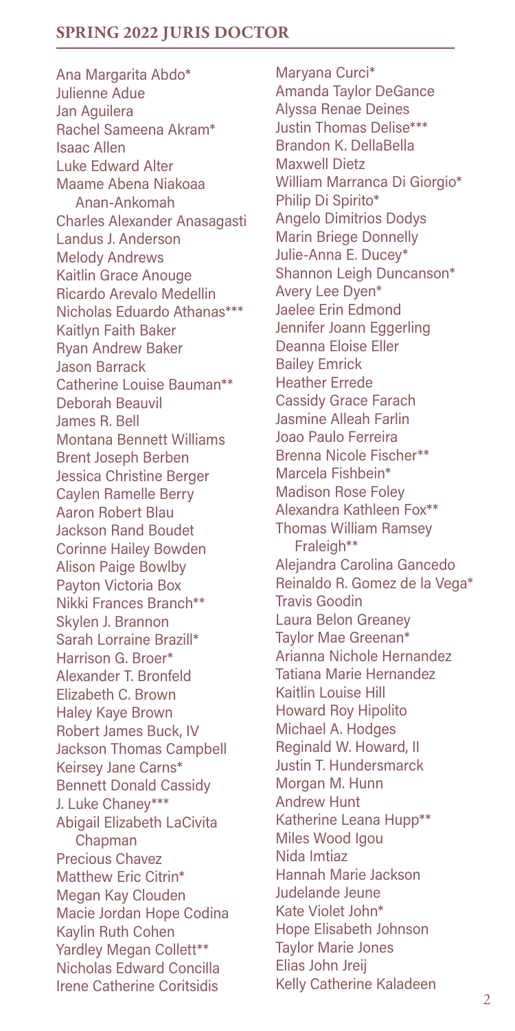## SPRING 2022 JURIS DOCTOR

Ana Margarita Abdo*
Julienne Adue
Jan Aguilera
Rachel Sameena Akram*
Isaac Allen
Luke Edward Alter
Maame Abena Niakoaa Anan-Ankomah
Charles Alexander Anasagasti
Landus J. Anderson
Melody Andrews
Kaitlin Grace Anouge
Ricardo Arevalo Medellin
Nicholas Eduardo Athanas***
Kaitlyn Faith Baker
Ryan Andrew Baker
Jason Barrack
Catherine Louise Bauman**
Deborah Beauvil
James R. Bell
Montana Bennett Williams
Brent Joseph Berben
Jessica Christine Berger
Caylen Ramelle Berry
Aaron Robert Blau
Jackson Rand Boudet
Corinne Hailey Bowden
Alison Paige Bowlby
Payton Victoria Box
Nikki Frances Branch**
Skylen J. Brannon
Sarah Lorraine Brazill*
Harrison G. Broer*
Alexander T. Bronfeld
Elizabeth C. Brown
Haley Kaye Brown
Robert James Buck, IV
Jackson Thomas Campbell
Keirsey Jane Carns*
Bennett Donald Cassidy
J. Luke Chaney***
Abigail Elizabeth LaCivita Chapman
Precious Chavez
Matthew Eric Citrin*
Megan Kay Clouden
Macie Jordan Hope Codina
Kaylin Ruth Cohen
Yardley Megan Collett**
Nicholas Edward Concilla
Irene Catherine Coritsidis
Maryana Curci*
Amanda Taylor DeGance
Alyssa Renae Deines
Justin Thomas Delise***
Brandon K. DellaBella
Maxwell Dietz
William Marranca Di Giorgio*
Philip Di Spirito*
Angelo Dimitrios Dodys
Marin Briege Donnelly
Julie-Anna E. Ducey*
Shannon Leigh Duncanson*
Avery Lee Dyen*
Jaelee Erin Edmond
Jennifer Joann Eggerling
Deanna Eloise Eller
Bailey Emrick
Heather Errede
Cassidy Grace Farach
Jasmine Alleah Farlin
Joao Paulo Ferreira
Brenna Nicole Fischer**
Marcela Fishbein*
Madison Rose Foley
Alexandra Kathleen Fox**
Thomas William Ramsey Fraleigh**
Alejandra Carolina Gancedo
Reinaldo R. Gomez de la Vega*
Travis Goodin
Laura Belon Greaney
Taylor Mae Greenan*
Arianna Nichole Hernandez
Tatiana Marie Hernandez
Kaitlin Louise Hill
Howard Roy Hipolito
Michael A. Hodges
Reginald W. Howard, II
Justin T. Hundersmarck
Morgan M. Hunn
Andrew Hunt
Katherine Leana Hupp**
Miles Wood Igou
Nida Imtiaz
Hannah Marie Jackson
Judelande Jeune
Kate Violet John*
Hope Elisabeth Johnson
Taylor Marie Jones
Elias John Jreij
Kelly Catherine Kaladeen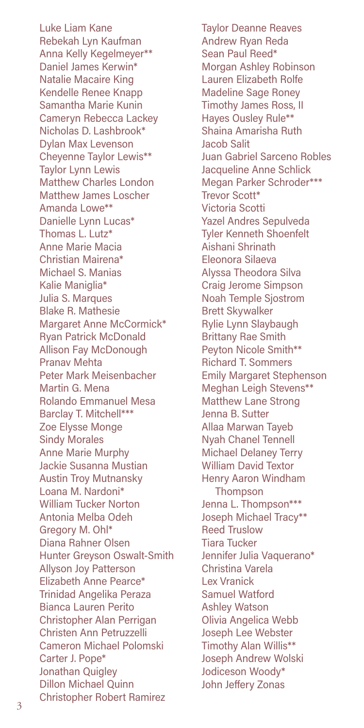Luke Liam Kane
Rebekah Lyn Kaufman
Anna Kelly Kegelmeyer**
Daniel James Kerwin*
Natalie Macaire King
Kendelle Renee Knapp
Samantha Marie Kunin
Cameryn Rebecca Lackey
Nicholas D. Lashbrook*
Dylan Max Levenson
Cheyenne Taylor Lewis**
Taylor Lynn Lewis
Matthew Charles London
Matthew James Loscher
Amanda Lowe**
Danielle Lynn Lucas*
Thomas L. Lutz*
Anne Marie Macia
Christian Mairena*
Michael S. Manias
Kalie Maniglia*
Julia S. Marques
Blake R. Mathesie
Margaret Anne McCormick*
Ryan Patrick McDonald
Allison Fay McDonough
Pranav Mehta
Peter Mark Meisenbacher
Martin G. Mena
Rolando Emmanuel Mesa
Barclay T. Mitchell***
Zoe Elysse Monge
Sindy Morales
Anne Marie Murphy
Jackie Susanna Mustian
Austin Troy Mutnansky
Loana M. Nardoni*
William Tucker Norton
Antonia Melba Odeh
Gregory M. Ohl*
Diana Rahner Olsen
Hunter Greyson Oswalt-Smith
Allyson Joy Patterson
Elizabeth Anne Pearce*
Trinidad Angelika Peraza
Bianca Lauren Perito
Christopher Alan Perrigan
Christen Ann Petruzzelli
Cameron Michael Polomski
Carter J. Pope*
Jonathan Quigley
Dillon Michael Quinn
Christopher Robert Ramirez
Taylor Deanne Reaves
Andrew Ryan Reda
Sean Paul Reed*
Morgan Ashley Robinson
Lauren Elizabeth Rolfe
Madeline Sage Roney
Timothy James Ross, II
Hayes Ousley Rule**
Shaina Amarisha Ruth
Jacob Salit
Juan Gabriel Sarceno Robles
Jacqueline Anne Schlick
Megan Parker Schroder***
Trevor Scott*
Victoria Scotti
Yazel Andres Sepulveda
Tyler Kenneth Shoenfelt
Aishani Shrinath
Eleonora Silaeva
Alyssa Theodora Silva
Craig Jerome Simpson
Noah Temple Sjostrom
Brett Skywalker
Rylie Lynn Slaybaugh
Brittany Rae Smith
Peyton Nicole Smith**
Richard T. Sommers
Emily Margaret Stephenson
Meghan Leigh Stevens**
Matthew Lane Strong
Jenna B. Sutter
Allaa Marwan Tayeb
Nyah Chanel Tennell
Michael Delaney Terry
William David Textor
Henry Aaron Windham Thompson
Jenna L. Thompson***
Joseph Michael Tracy**
Reed Truslow
Tiara Tucker
Jennifer Julia Vaquerano*
Christina Varela
Lex Vranick
Samuel Watford
Ashley Watson
Olivia Angelica Webb
Joseph Lee Webster
Timothy Alan Willis**
Joseph Andrew Wolski
Jodiceson Woody*
John Jeffery Zonas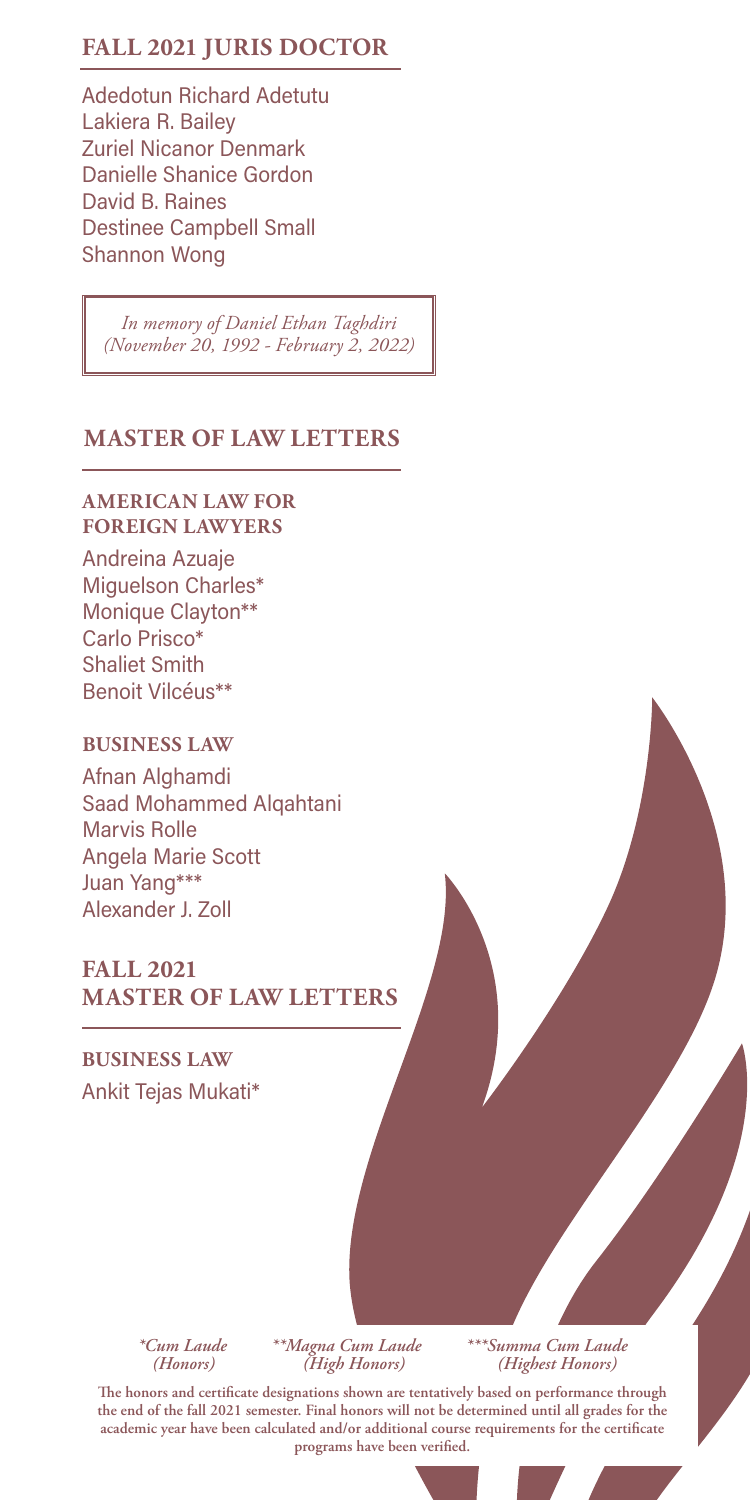## FALL 2021 JURIS DOCTOR

Adedotun Richard Adetutu
Lakiera R. Bailey
Zuriel Nicanor Denmark
Danielle Shanice Gordon
David B. Raines
Destinee Campbell Small
Shannon Wong

*In memory of Daniel Ethan Taghdiri*
*(November 20, 1992 - February 2, 2022)*

## MASTER OF LAW LETTERS

### AMERICAN LAW FOR FOREIGN LAWYERS

Andreina Azuaje
Miguelson Charles*
Monique Clayton**
Carlo Prisco*
Shaliet Smith
Benoit Vilcéus**

### BUSINESS LAW

Afnan Alghamdi
Saad Mohammed Alqahtani
Marvis Rolle
Angela Marie Scott
Juan Yang***
Alexander J. Zoll

## FALL 2021 MASTER OF LAW LETTERS

### BUSINESS LAW

Ankit Tejas Mukati*

*\*Cum Laude (Honors)* *\*\*Magna Cum Laude (High Honors)* *\*\*\*Summa Cum Laude (Highest Honors)*

**The honors and certificate designations shown are tentatively based on performance through the end of the fall 2021 semester. Final honors will not be determined until all grades for the academic year have been calculated and/or additional course requirements for the certificate programs have been verified.**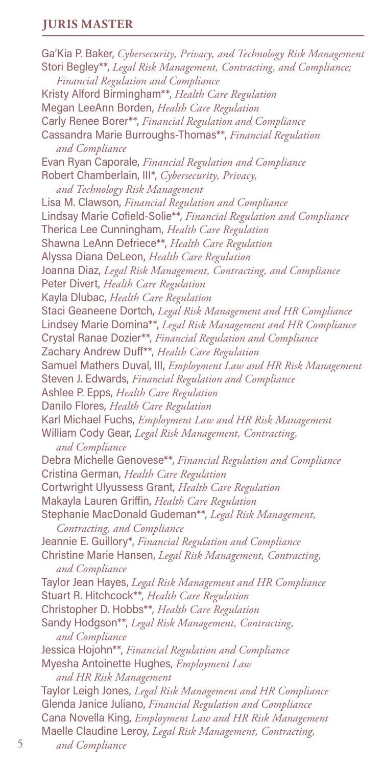## JURIS MASTER

Ga'Kia P. Baker, *Cybersecurity, Privacy, and Technology Risk Management*
Stori Begley**, *Legal Risk Management, Contracting, and Compliance; Financial Regulation and Compliance*
Kristy Alford Birmingham**, *Health Care Regulation*
Megan LeeAnn Borden, *Health Care Regulation*
Carly Renee Borer**, *Financial Regulation and Compliance*
Cassandra Marie Burroughs-Thomas**, *Financial Regulation and Compliance*
Evan Ryan Caporale, *Financial Regulation and Compliance*
Robert Chamberlain, III*, *Cybersecurity, Privacy, and Technology Risk Management*
Lisa M. Clawson, *Financial Regulation and Compliance*
Lindsay Marie Cofield-Solie**, *Financial Regulation and Compliance*
Therica Lee Cunningham, *Health Care Regulation*
Shawna LeAnn Defriece**, *Health Care Regulation*
Alyssa Diana DeLeon, *Health Care Regulation*
Joanna Diaz, *Legal Risk Management, Contracting, and Compliance*
Peter Divert, *Health Care Regulation*
Kayla Dlubac, *Health Care Regulation*
Staci Geaneene Dortch, *Legal Risk Management and HR Compliance*
Lindsey Marie Domina**, *Legal Risk Management and HR Compliance*
Crystal Ranae Dozier**, *Financial Regulation and Compliance*
Zachary Andrew Duff**, *Health Care Regulation*
Samuel Mathers Duval, III, *Employment Law and HR Risk Management*
Steven J. Edwards, *Financial Regulation and Compliance*
Ashlee P. Epps, *Health Care Regulation*
Danilo Flores, *Health Care Regulation*
Karl Michael Fuchs, *Employment Law and HR Risk Management*
William Cody Gear, *Legal Risk Management, Contracting, and Compliance*
Debra Michelle Genovese**, *Financial Regulation and Compliance*
Cristina German, *Health Care Regulation*
Cortwright Ulyussess Grant, *Health Care Regulation*
Makayla Lauren Griffin, *Health Care Regulation*
Stephanie MacDonald Gudeman**, *Legal Risk Management, Contracting, and Compliance*
Jeannie E. Guillory*, *Financial Regulation and Compliance*
Christine Marie Hansen, *Legal Risk Management, Contracting, and Compliance*
Taylor Jean Hayes, *Legal Risk Management and HR Compliance*
Stuart R. Hitchcock**, *Health Care Regulation*
Christopher D. Hobbs**, *Health Care Regulation*
Sandy Hodgson**, *Legal Risk Management, Contracting, and Compliance*
Jessica Hojohn**, *Financial Regulation and Compliance*
Myesha Antoinette Hughes, *Employment Law and HR Risk Management*
Taylor Leigh Jones, *Legal Risk Management and HR Compliance*
Glenda Janice Juliano, *Financial Regulation and Compliance*
Cana Novella King, *Employment Law and HR Risk Management*
Maelle Claudine Leroy, *Legal Risk Management, Contracting, and Compliance*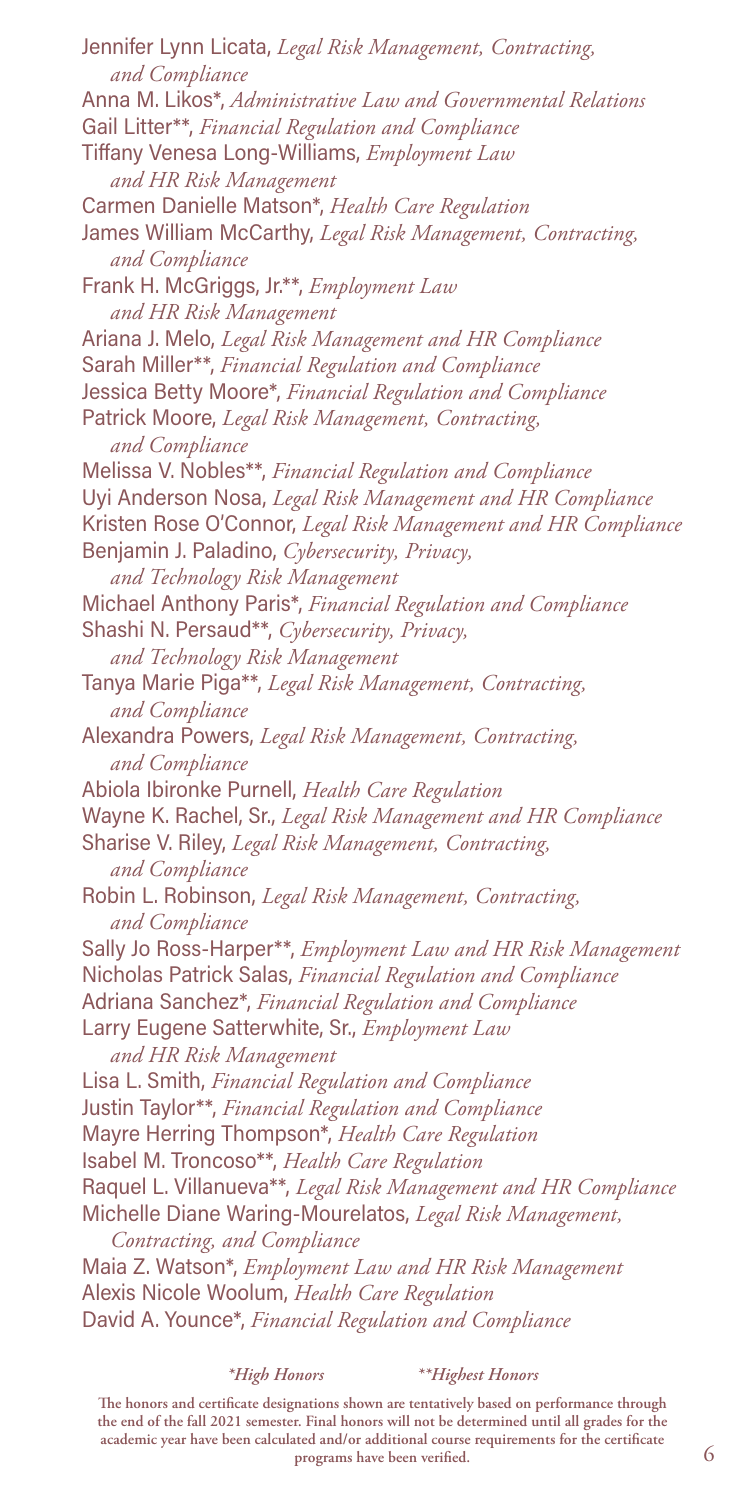Jennifer Lynn Licata, *Legal Risk Management, Contracting, and Compliance*
Anna M. Likos*, *Administrative Law and Governmental Relations*
Gail Litter**, *Financial Regulation and Compliance*
Tiffany Venesa Long-Williams, *Employment Law and HR Risk Management*
Carmen Danielle Matson*, *Health Care Regulation*
James William McCarthy, *Legal Risk Management, Contracting, and Compliance*
Frank H. McGriggs, Jr.**, *Employment Law and HR Risk Management*
Ariana J. Melo, *Legal Risk Management and HR Compliance*
Sarah Miller**, *Financial Regulation and Compliance*
Jessica Betty Moore*, *Financial Regulation and Compliance*
Patrick Moore, *Legal Risk Management, Contracting, and Compliance*
Melissa V. Nobles**, *Financial Regulation and Compliance*
Uyi Anderson Nosa, *Legal Risk Management and HR Compliance*
Kristen Rose O'Connor, *Legal Risk Management and HR Compliance*
Benjamin J. Paladino, *Cybersecurity, Privacy, and Technology Risk Management*
Michael Anthony Paris*, *Financial Regulation and Compliance*
Shashi N. Persaud**, *Cybersecurity, Privacy, and Technology Risk Management*
Tanya Marie Piga**, *Legal Risk Management, Contracting, and Compliance*
Alexandra Powers, *Legal Risk Management, Contracting, and Compliance*
Abiola Ibironke Purnell, *Health Care Regulation*
Wayne K. Rachel, Sr., *Legal Risk Management and HR Compliance*
Sharise V. Riley, *Legal Risk Management, Contracting, and Compliance*
Robin L. Robinson, *Legal Risk Management, Contracting, and Compliance*
Sally Jo Ross-Harper**, *Employment Law and HR Risk Management*
Nicholas Patrick Salas, *Financial Regulation and Compliance*
Adriana Sanchez*, *Financial Regulation and Compliance*
Larry Eugene Satterwhite, Sr., *Employment Law and HR Risk Management*
Lisa L. Smith, *Financial Regulation and Compliance*
Justin Taylor**, *Financial Regulation and Compliance*
Mayre Herring Thompson*, *Health Care Regulation*
Isabel M. Troncoso**, *Health Care Regulation*
Raquel L. Villanueva**, *Legal Risk Management and HR Compliance*
Michelle Diane Waring-Mourelatos, *Legal Risk Management, Contracting, and Compliance*
Maia Z. Watson*, *Employment Law and HR Risk Management*
Alexis Nicole Woolum, *Health Care Regulation*
David A. Younce*, *Financial Regulation and Compliance*

*\*High Honors* *\*\*Highest Honors*

**The honors and certificate designations shown are tentatively based on performance through the end of the fall 2021 semester. Final honors will not be determined until all grades for the academic year have been calculated and/or additional course requirements for the certificate programs have been verified.**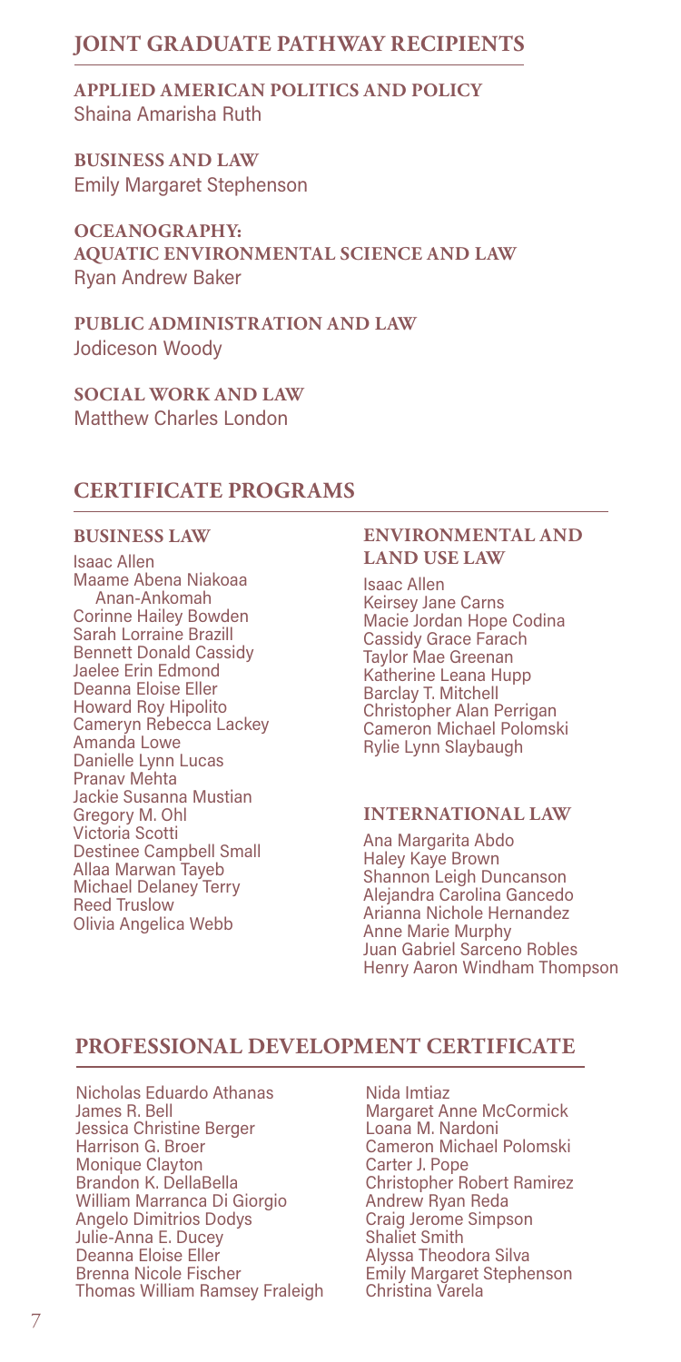## JOINT GRADUATE PATHWAY RECIPIENTS

### APPLIED AMERICAN POLITICS AND POLICY
Shaina Amarisha Ruth

### BUSINESS AND LAW
Emily Margaret Stephenson

### OCEANOGRAPHY: AQUATIC ENVIRONMENTAL SCIENCE AND LAW
Ryan Andrew Baker

### PUBLIC ADMINISTRATION AND LAW
Jodiceson Woody

### SOCIAL WORK AND LAW
Matthew Charles London

## CERTIFICATE PROGRAMS

### BUSINESS LAW

Isaac Allen
Maame Abena Niakoaa Anan-Ankomah
Corinne Hailey Bowden
Sarah Lorraine Brazill
Bennett Donald Cassidy
Jaelee Erin Edmond
Deanna Eloise Eller
Howard Roy Hipolito
Cameryn Rebecca Lackey
Amanda Lowe
Danielle Lynn Lucas
Pranav Mehta
Jackie Susanna Mustian
Gregory M. Ohl
Victoria Scotti
Destinee Campbell Small
Allaa Marwan Tayeb
Michael Delaney Terry
Reed Truslow
Olivia Angelica Webb

### ENVIRONMENTAL AND LAND USE LAW

Isaac Allen
Keirsey Jane Carns
Macie Jordan Hope Codina
Cassidy Grace Farach
Taylor Mae Greenan
Katherine Leana Hupp
Barclay T. Mitchell
Christopher Alan Perrigan
Cameron Michael Polomski
Rylie Lynn Slaybaugh

### INTERNATIONAL LAW

Ana Margarita Abdo
Haley Kaye Brown
Shannon Leigh Duncanson
Alejandra Carolina Gancedo
Arianna Nichole Hernandez
Anne Marie Murphy
Juan Gabriel Sarceno Robles
Henry Aaron Windham Thompson

## PROFESSIONAL DEVELOPMENT CERTIFICATE

Nicholas Eduardo Athanas
James R. Bell
Jessica Christine Berger
Harrison G. Broer
Monique Clayton
Brandon K. DellaBella
William Marranca Di Giorgio
Angelo Dimitrios Dodys
Julie-Anna E. Ducey
Deanna Eloise Eller
Brenna Nicole Fischer
Thomas William Ramsey Fraleigh
Nida Imtiaz
Margaret Anne McCormick
Loana M. Nardoni
Cameron Michael Polomski
Carter J. Pope
Christopher Robert Ramirez
Andrew Ryan Reda
Craig Jerome Simpson
Shaliet Smith
Alyssa Theodora Silva
Emily Margaret Stephenson
Christina Varela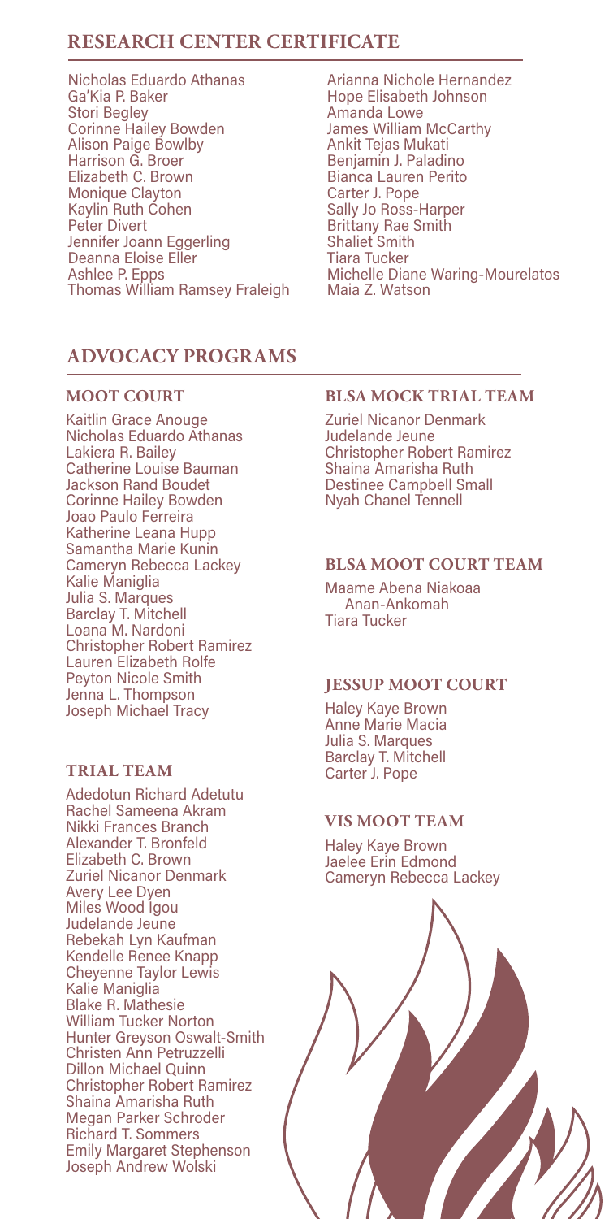## RESEARCH CENTER CERTIFICATE

Nicholas Eduardo Athanas
Ga'Kia P. Baker
Stori Begley
Corinne Hailey Bowden
Alison Paige Bowlby
Harrison G. Broer
Elizabeth C. Brown
Monique Clayton
Kaylin Ruth Cohen
Peter Divert
Jennifer Joann Eggerling
Deanna Eloise Eller
Ashlee P. Epps
Thomas William Ramsey Fraleigh
Arianna Nichole Hernandez
Hope Elisabeth Johnson
Amanda Lowe
James William McCarthy
Ankit Tejas Mukati
Benjamin J. Paladino
Bianca Lauren Perito
Carter J. Pope
Sally Jo Ross-Harper
Brittany Rae Smith
Shaliet Smith
Tiara Tucker
Michelle Diane Waring-Mourelatos
Maia Z. Watson

## ADVOCACY PROGRAMS

### MOOT COURT

Kaitlin Grace Anouge
Nicholas Eduardo Athanas
Lakiera R. Bailey
Catherine Louise Bauman
Jackson Rand Boudet
Corinne Hailey Bowden
Joao Paulo Ferreira
Katherine Leana Hupp
Samantha Marie Kunin
Cameryn Rebecca Lackey
Kalie Maniglia
Julia S. Marques
Barclay T. Mitchell
Loana M. Nardoni
Christopher Robert Ramirez
Lauren Elizabeth Rolfe
Peyton Nicole Smith
Jenna L. Thompson
Joseph Michael Tracy

### TRIAL TEAM

Adedotun Richard Adetutu
Rachel Sameena Akram
Nikki Frances Branch
Alexander T. Bronfeld
Elizabeth C. Brown
Zuriel Nicanor Denmark
Avery Lee Dyen
Miles Wood Igou
Judelande Jeune
Rebekah Lyn Kaufman
Kendelle Renee Knapp
Cheyenne Taylor Lewis
Kalie Maniglia
Blake R. Mathesie
William Tucker Norton
Hunter Greyson Oswalt-Smith
Christen Ann Petruzzelli
Dillon Michael Quinn
Christopher Robert Ramirez
Shaina Amarisha Ruth
Megan Parker Schroder
Richard T. Sommers
Emily Margaret Stephenson
Joseph Andrew Wolski

### BLSA MOCK TRIAL TEAM

Zuriel Nicanor Denmark
Judelande Jeune
Christopher Robert Ramirez
Shaina Amarisha Ruth
Destinee Campbell Small
Nyah Chanel Tennell

### BLSA MOOT COURT TEAM

Maame Abena Niakoaa Anan-Ankomah
Tiara Tucker

### JESSUP MOOT COURT

Haley Kaye Brown
Anne Marie Macia
Julia S. Marques
Barclay T. Mitchell
Carter J. Pope

### VIS MOOT TEAM

Haley Kaye Brown
Jaelee Erin Edmond
Cameryn Rebecca Lackey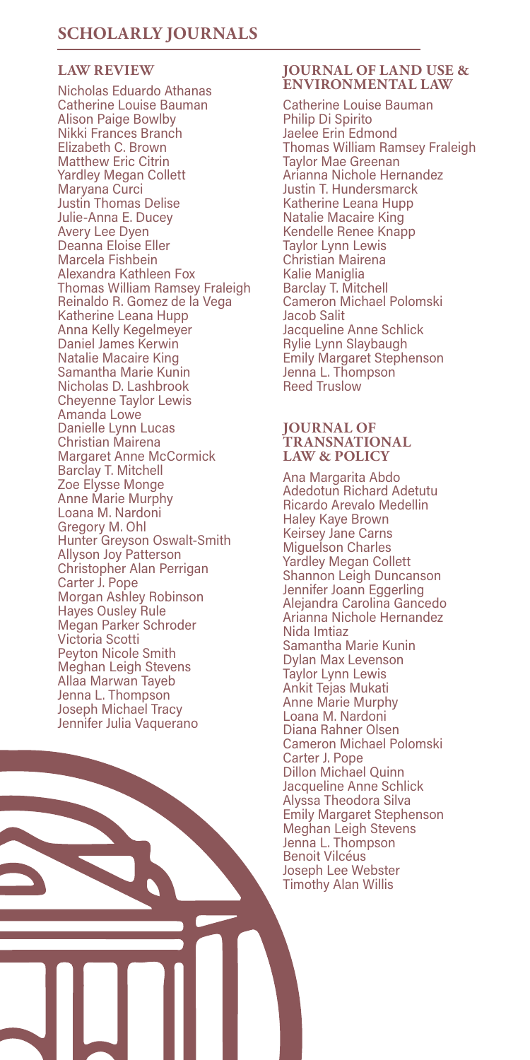# SCHOLARLY JOURNALS

## LAW REVIEW

Nicholas Eduardo Athanas
Catherine Louise Bauman
Alison Paige Bowlby
Nikki Frances Branch
Elizabeth C. Brown
Matthew Eric Citrin
Yardley Megan Collett
Maryana Curci
Justin Thomas Delise
Julie-Anna E. Ducey
Avery Lee Dyen
Deanna Eloise Eller
Marcela Fishbein
Alexandra Kathleen Fox
Thomas William Ramsey Fraleigh
Reinaldo R. Gomez de la Vega
Katherine Leana Hupp
Anna Kelly Kegelmeyer
Daniel James Kerwin
Natalie Macaire King
Samantha Marie Kunin
Nicholas D. Lashbrook
Cheyenne Taylor Lewis
Amanda Lowe
Danielle Lynn Lucas
Christian Mairena
Margaret Anne McCormick
Barclay T. Mitchell
Zoe Elysse Monge
Anne Marie Murphy
Loana M. Nardoni
Gregory M. Ohl
Hunter Greyson Oswalt-Smith
Allyson Joy Patterson
Christopher Alan Perrigan
Carter J. Pope
Morgan Ashley Robinson
Hayes Ousley Rule
Megan Parker Schroder
Victoria Scotti
Peyton Nicole Smith
Meghan Leigh Stevens
Allaa Marwan Tayeb
Jenna L. Thompson
Joseph Michael Tracy
Jennifer Julia Vaquerano

## JOURNAL OF LAND USE & ENVIRONMENTAL LAW

Catherine Louise Bauman
Philip Di Spirito
Jaelee Erin Edmond
Thomas William Ramsey Fraleigh
Taylor Mae Greenan
Arianna Nichole Hernandez
Justin T. Hundersmarck
Katherine Leana Hupp
Natalie Macaire King
Kendelle Renee Knapp
Taylor Lynn Lewis
Christian Mairena
Kalie Maniglia
Barclay T. Mitchell
Cameron Michael Polomski
Jacob Salit
Jacqueline Anne Schlick
Rylie Lynn Slaybaugh
Emily Margaret Stephenson
Jenna L. Thompson
Reed Truslow

## JOURNAL OF TRANSNATIONAL LAW & POLICY

Ana Margarita Abdo
Adedotun Richard Adetutu
Ricardo Arevalo Medellin
Haley Kaye Brown
Keirsey Jane Carns
Miguelson Charles
Yardley Megan Collett
Shannon Leigh Duncanson
Jennifer Joann Eggerling
Alejandra Carolina Gancedo
Arianna Nichole Hernandez
Nida Imtiaz
Samantha Marie Kunin
Dylan Max Levenson
Taylor Lynn Lewis
Ankit Tejas Mukati
Anne Marie Murphy
Loana M. Nardoni
Diana Rahner Olsen
Cameron Michael Polomski
Carter J. Pope
Dillon Michael Quinn
Jacqueline Anne Schlick
Alyssa Theodora Silva
Emily Margaret Stephenson
Meghan Leigh Stevens
Jenna L. Thompson
Benoit Vilcéus
Joseph Lee Webster
Timothy Alan Willis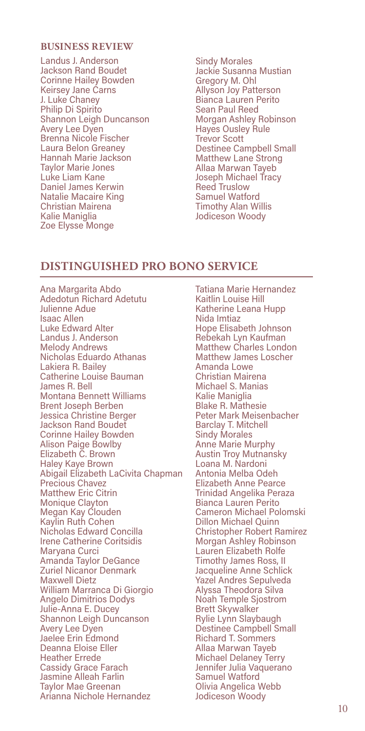### BUSINESS REVIEW

Landus J. Anderson
Jackson Rand Boudet
Corinne Hailey Bowden
Keirsey Jane Carns
J. Luke Chaney
Philip Di Spirito
Shannon Leigh Duncanson
Avery Lee Dyen
Brenna Nicole Fischer
Laura Belon Greaney
Hannah Marie Jackson
Taylor Marie Jones
Luke Liam Kane
Daniel James Kerwin
Natalie Macaire King
Christian Mairena
Kalie Maniglia
Zoe Elysse Monge
Sindy Morales
Jackie Susanna Mustian
Gregory M. Ohl
Allyson Joy Patterson
Bianca Lauren Perito
Sean Paul Reed
Morgan Ashley Robinson
Hayes Ousley Rule
Trevor Scott
Destinee Campbell Small
Matthew Lane Strong
Allaa Marwan Tayeb
Joseph Michael Tracy
Reed Truslow
Samuel Watford
Timothy Alan Willis
Jodiceson Woody

## DISTINGUISHED PRO BONO SERVICE

Ana Margarita Abdo
Adedotun Richard Adetutu
Julienne Adue
Isaac Allen
Luke Edward Alter
Landus J. Anderson
Melody Andrews
Nicholas Eduardo Athanas
Lakiera R. Bailey
Catherine Louise Bauman
James R. Bell
Montana Bennett Williams
Brent Joseph Berben
Jessica Christine Berger
Jackson Rand Boudet
Corinne Hailey Bowden
Alison Paige Bowlby
Elizabeth C. Brown
Haley Kaye Brown
Abigail Elizabeth LaCivita Chapman
Precious Chavez
Matthew Eric Citrin
Monique Clayton
Megan Kay Clouden
Kaylin Ruth Cohen
Nicholas Edward Concilla
Irene Catherine Coritsidis
Maryana Curci
Amanda Taylor DeGance
Zuriel Nicanor Denmark
Maxwell Dietz
William Marranca Di Giorgio
Angelo Dimitrios Dodys
Julie-Anna E. Ducey
Shannon Leigh Duncanson
Avery Lee Dyen
Jaelee Erin Edmond
Deanna Eloise Eller
Heather Errede
Cassidy Grace Farach
Jasmine Alleah Farlin
Taylor Mae Greenan
Arianna Nichole Hernandez
Tatiana Marie Hernandez
Kaitlin Louise Hill
Katherine Leana Hupp
Nida Imtiaz
Hope Elisabeth Johnson
Rebekah Lyn Kaufman
Matthew Charles London
Matthew James Loscher
Amanda Lowe
Christian Mairena
Michael S. Manias
Kalie Maniglia
Blake R. Mathesie
Peter Mark Meisenbacher
Barclay T. Mitchell
Sindy Morales
Anne Marie Murphy
Austin Troy Mutnansky
Loana M. Nardoni
Antonia Melba Odeh
Elizabeth Anne Pearce
Trinidad Angelika Peraza
Bianca Lauren Perito
Cameron Michael Polomski
Dillon Michael Quinn
Christopher Robert Ramirez
Morgan Ashley Robinson
Lauren Elizabeth Rolfe
Timothy James Ross, II
Jacqueline Anne Schlick
Yazel Andres Sepulveda
Alyssa Theodora Silva
Noah Temple Sjostrom
Brett Skywalker
Rylie Lynn Slaybaugh
Destinee Campbell Small
Richard T. Sommers
Allaa Marwan Tayeb
Michael Delaney Terry
Jennifer Julia Vaquerano
Samuel Watford
Olivia Angelica Webb
Jodiceson Woody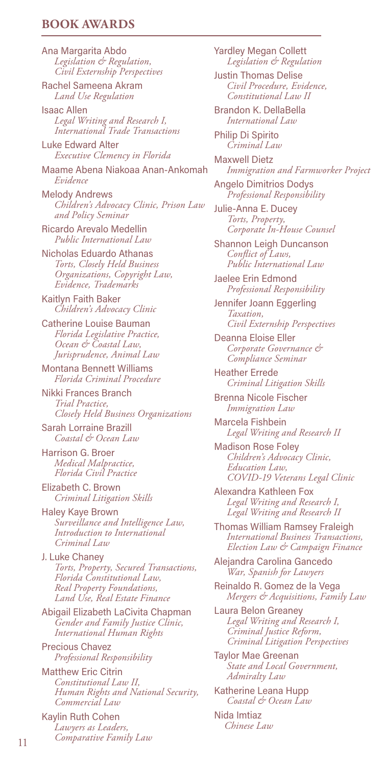## BOOK AWARDS

Ana Margarita Abdo
*Legislation & Regulation, Civil Externship Perspectives*

Rachel Sameena Akram
*Land Use Regulation*

Isaac Allen
*Legal Writing and Research I, International Trade Transactions*

Luke Edward Alter
*Executive Clemency in Florida*

Maame Abena Niakoaa Anan-Ankomah
*Evidence*

Melody Andrews
*Children's Advocacy Clinic, Prison Law and Policy Seminar*

Ricardo Arevalo Medellin
*Public International Law*

Nicholas Eduardo Athanas
*Torts, Closely Held Business Organizations, Copyright Law, Evidence, Trademarks*

Kaitlyn Faith Baker
*Children's Advocacy Clinic*

Catherine Louise Bauman
*Florida Legislative Practice, Ocean & Coastal Law, Jurisprudence, Animal Law*

Montana Bennett Williams
*Florida Criminal Procedure*

Nikki Frances Branch
*Trial Practice, Closely Held Business Organizations*

Sarah Lorraine Brazill
*Coastal & Ocean Law*

Harrison G. Broer
*Medical Malpractice, Florida Civil Practice*

Elizabeth C. Brown
*Criminal Litigation Skills*

Haley Kaye Brown
*Surveillance and Intelligence Law, Introduction to International Criminal Law*

J. Luke Chaney
*Torts, Property, Secured Transactions, Florida Constitutional Law, Real Property Foundations, Land Use, Real Estate Finance*

Abigail Elizabeth LaCivita Chapman
*Gender and Family Justice Clinic, International Human Rights*

Precious Chavez
*Professional Responsibility*

Matthew Eric Citrin
*Constitutional Law II, Human Rights and National Security, Commercial Law*

Kaylin Ruth Cohen
*Lawyers as Leaders, Comparative Family Law*

Yardley Megan Collett
*Legislation & Regulation*

Justin Thomas Delise
*Civil Procedure, Evidence, Constitutional Law II*

Brandon K. DellaBella
*International Law*

Philip Di Spirito
*Criminal Law*

Maxwell Dietz
*Immigration and Farmworker Project*

Angelo Dimitrios Dodys
*Professional Responsibility*

Julie-Anna E. Ducey
*Torts, Property, Corporate In-House Counsel*

Shannon Leigh Duncanson
*Conflict of Laws, Public International Law*

Jaelee Erin Edmond
*Professional Responsibility*

Jennifer Joann Eggerling
*Taxation, Civil Externship Perspectives*

Deanna Eloise Eller
*Corporate Governance & Compliance Seminar*

Heather Errede
*Criminal Litigation Skills*

Brenna Nicole Fischer
*Immigration Law*

Marcela Fishbein
*Legal Writing and Research II*

Madison Rose Foley
*Children's Advocacy Clinic, Education Law, COVID-19 Veterans Legal Clinic*

Alexandra Kathleen Fox
*Legal Writing and Research I, Legal Writing and Research II*

Thomas William Ramsey Fraleigh
*International Business Transactions, Election Law & Campaign Finance*

Alejandra Carolina Gancedo
*War, Spanish for Lawyers*

Reinaldo R. Gomez de la Vega
*Mergers & Acquisitions, Family Law*

Laura Belon Greaney
*Legal Writing and Research I, Criminal Justice Reform, Criminal Litigation Perspectives*

Taylor Mae Greenan
*State and Local Government, Admiralty Law*

Katherine Leana Hupp
*Coastal & Ocean Law*

Nida Imtiaz
*Chinese Law*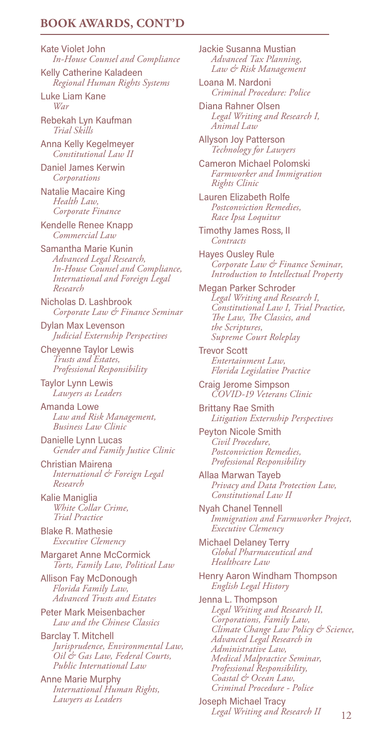## BOOK AWARDS, CONT'D

Kate Violet John
*In-House Counsel and Compliance*

Kelly Catherine Kaladeen
*Regional Human Rights Systems*

Luke Liam Kane
*War*

Rebekah Lyn Kaufman
*Trial Skills*

Anna Kelly Kegelmeyer
*Constitutional Law II*

Daniel James Kerwin
*Corporations*

Natalie Macaire King
*Health Law,*
*Corporate Finance*

Kendelle Renee Knapp
*Commercial Law*

Samantha Marie Kunin
*Advanced Legal Research,*
*In-House Counsel and Compliance,*
*International and Foreign Legal Research*

Nicholas D. Lashbrook
*Corporate Law & Finance Seminar*

Dylan Max Levenson
*Judicial Externship Perspectives*

Cheyenne Taylor Lewis
*Trusts and Estates,*
*Professional Responsibility*

Taylor Lynn Lewis
*Lawyers as Leaders*

Amanda Lowe
*Law and Risk Management,*
*Business Law Clinic*

Danielle Lynn Lucas
*Gender and Family Justice Clinic*

Christian Mairena
*International & Foreign Legal Research*

Kalie Maniglia
*White Collar Crime,*
*Trial Practice*

Blake R. Mathesie
*Executive Clemency*

Margaret Anne McCormick
*Torts, Family Law, Political Law*

Allison Fay McDonough
*Florida Family Law,*
*Advanced Trusts and Estates*

Peter Mark Meisenbacher
*Law and the Chinese Classics*

Barclay T. Mitchell
*Jurisprudence, Environmental Law, Oil & Gas Law, Federal Courts, Public International Law*

Anne Marie Murphy
*International Human Rights,*
*Lawyers as Leaders*

Jackie Susanna Mustian
*Advanced Tax Planning,*
*Law & Risk Management*

Loana M. Nardoni
*Criminal Procedure: Police*

Diana Rahner Olsen
*Legal Writing and Research I,*
*Animal Law*

Allyson Joy Patterson
*Technology for Lawyers*

Cameron Michael Polomski
*Farmworker and Immigration Rights Clinic*

Lauren Elizabeth Rolfe
*Postconviction Remedies,*
*Race Ipsa Loquitur*

Timothy James Ross, II
*Contracts*

Hayes Ousley Rule
*Corporate Law & Finance Seminar,*
*Introduction to Intellectual Property*

Megan Parker Schroder
*Legal Writing and Research I,*
*Constitutional Law I, Trial Practice,*
*The Law, The Classics, and the Scriptures,*
*Supreme Court Roleplay*

Trevor Scott
*Entertainment Law,*
*Florida Legislative Practice*

Craig Jerome Simpson
*COVID-19 Veterans Clinic*

Brittany Rae Smith
*Litigation Externship Perspectives*

Peyton Nicole Smith
*Civil Procedure,*
*Postconviction Remedies,*
*Professional Responsibility*

Allaa Marwan Tayeb
*Privacy and Data Protection Law,*
*Constitutional Law II*

Nyah Chanel Tennell
*Immigration and Farmworker Project,*
*Executive Clemency*

Michael Delaney Terry
*Global Pharmaceutical and Healthcare Law*

Henry Aaron Windham Thompson
*English Legal History*

Jenna L. Thompson
*Legal Writing and Research II,*
*Corporations, Family Law,*
*Climate Change Law Policy & Science,*
*Advanced Legal Research in Administrative Law,*
*Medical Malpractice Seminar,*
*Professional Responsibility,*
*Coastal & Ocean Law,*
*Criminal Procedure - Police*

Joseph Michael Tracy
*Legal Writing and Research II*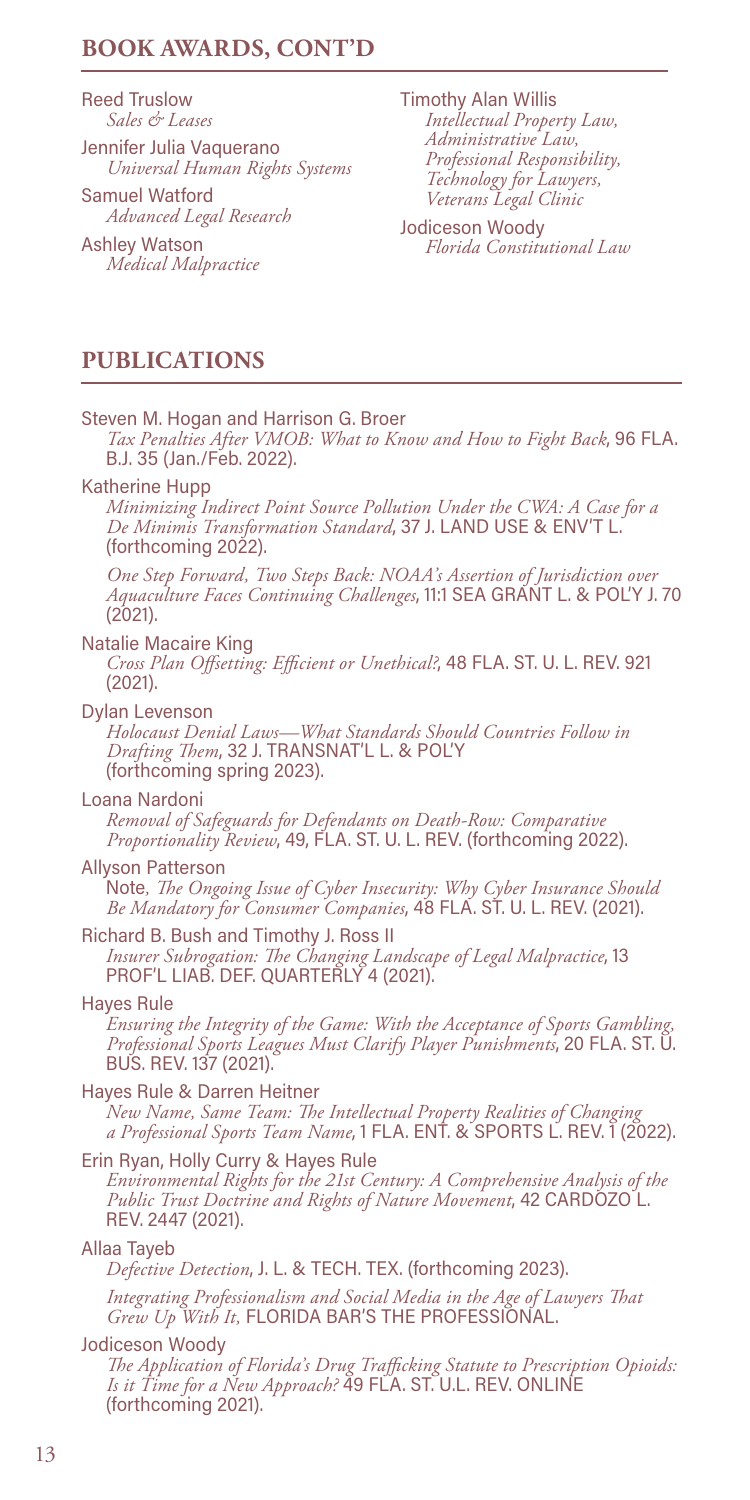## BOOK AWARDS, CONT'D

Reed Truslow
*Sales & Leases*

Jennifer Julia Vaquerano
*Universal Human Rights Systems*

Samuel Watford
*Advanced Legal Research*

Ashley Watson
*Medical Malpractice*

Timothy Alan Willis
*Intellectual Property Law, Administrative Law, Professional Responsibility, Technology for Lawyers, Veterans Legal Clinic*

Jodiceson Woody
*Florida Constitutional Law*

## PUBLICATIONS

Steven M. Hogan and Harrison G. Broer
*Tax Penalties After VMOB: What to Know and How to Fight Back*, 96 FLA. B.J. 35 (Jan./Feb. 2022).

Katherine Hupp
*Minimizing Indirect Point Source Pollution Under the CWA: A Case for a De Minimis Transformation Standard*, 37 J. LAND USE & ENV'T L. (forthcoming 2022).

*One Step Forward, Two Steps Back: NOAA's Assertion of Jurisdiction over Aquaculture Faces Continuing Challenges*, 11:1 SEA GRANT L. & POL'Y J. 70 (2021).

Natalie Macaire King
*Cross Plan Offsetting: Efficient or Unethical?*, 48 FLA. ST. U. L. REV. 921 (2021).

Dylan Levenson
*Holocaust Denial Laws—What Standards Should Countries Follow in Drafting Them*, 32 J. TRANSNAT'L L. & POL'Y (forthcoming spring 2023).

Loana Nardoni
*Removal of Safeguards for Defendants on Death-Row: Comparative Proportionality Review*, 49, FLA. ST. U. L. REV. (forthcoming 2022).

Allyson Patterson
Note, *The Ongoing Issue of Cyber Insecurity: Why Cyber Insurance Should Be Mandatory for Consumer Companies*, 48 FLA. ST. U. L. REV. (2021).

Richard B. Bush and Timothy J. Ross II
*Insurer Subrogation: The Changing Landscape of Legal Malpractice*, 13 PROF'L LIAB. DEF. QUARTERLY 4 (2021).

Hayes Rule
*Ensuring the Integrity of the Game: With the Acceptance of Sports Gambling, Professional Sports Leagues Must Clarify Player Punishments*, 20 FLA. ST. U. BUS. REV. 137 (2021).

Hayes Rule & Darren Heitner
*New Name, Same Team: The Intellectual Property Realities of Changing a Professional Sports Team Name*, 1 FLA. ENT. & SPORTS L. REV. 1 (2022).

Erin Ryan, Holly Curry & Hayes Rule
*Environmental Rights for the 21st Century: A Comprehensive Analysis of the Public Trust Doctrine and Rights of Nature Movement*, 42 CARDOZO L. REV. 2447 (2021).

Allaa Tayeb
*Defective Detection*, J. L. & TECH. TEX. (forthcoming 2023).

*Integrating Professionalism and Social Media in the Age of Lawyers That Grew Up With It,* FLORIDA BAR'S THE PROFESSIONAL.

Jodiceson Woody
*The Application of Florida's Drug Trafficking Statute to Prescription Opioids: Is it Time for a New Approach?* 49 FLA. ST. U.L. REV. ONLINE (forthcoming 2021).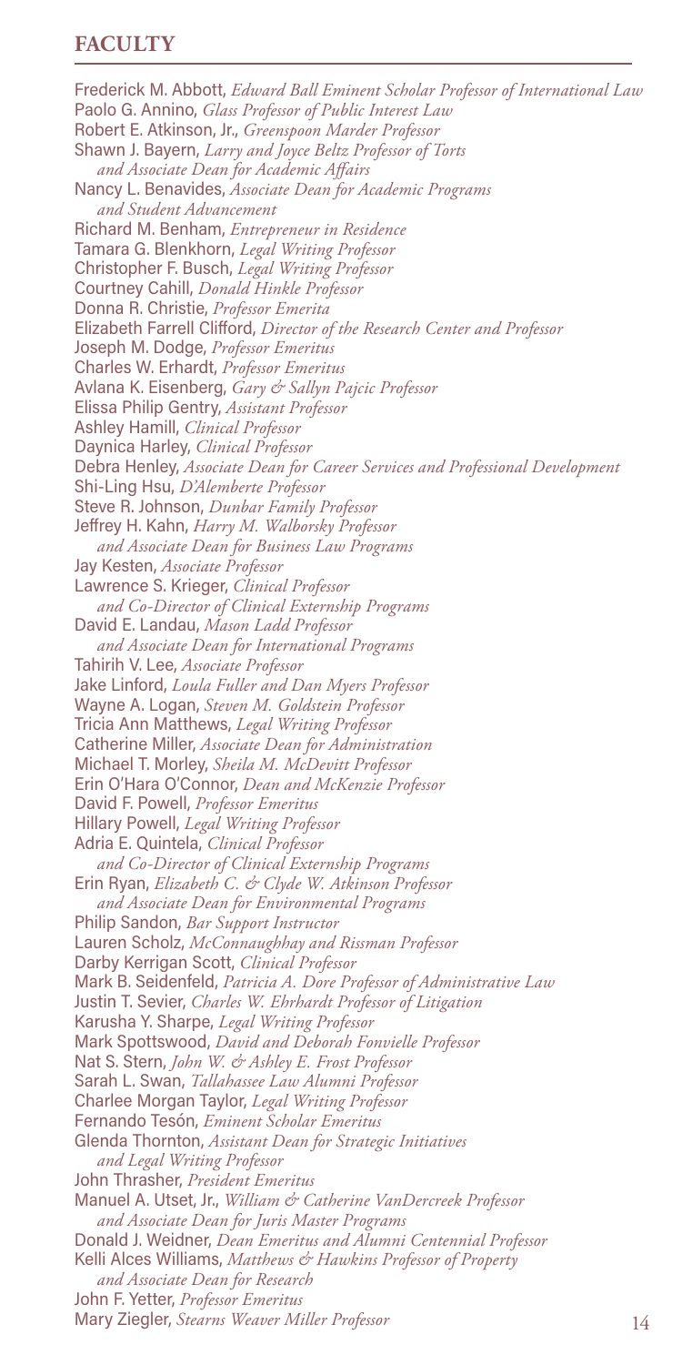## FACULTY

Frederick M. Abbott, *Edward Ball Eminent Scholar Professor of International Law*
Paolo G. Annino, *Glass Professor of Public Interest Law*
Robert E. Atkinson, Jr., *Greenspoon Marder Professor*
Shawn J. Bayern, *Larry and Joyce Beltz Professor of Torts and Associate Dean for Academic Affairs*
Nancy L. Benavides, *Associate Dean for Academic Programs and Student Advancement*
Richard M. Benham, *Entrepreneur in Residence*
Tamara G. Blenkhorn, *Legal Writing Professor*
Christopher F. Busch, *Legal Writing Professor*
Courtney Cahill, *Donald Hinkle Professor*
Donna R. Christie, *Professor Emerita*
Elizabeth Farrell Clifford, *Director of the Research Center and Professor*
Joseph M. Dodge, *Professor Emeritus*
Charles W. Erhardt, *Professor Emeritus*
Avlana K. Eisenberg, *Gary & Sallyn Pajcic Professor*
Elissa Philip Gentry, *Assistant Professor*
Ashley Hamill, *Clinical Professor*
Daynica Harley, *Clinical Professor*
Debra Henley, *Associate Dean for Career Services and Professional Development*
Shi-Ling Hsu, *D'Alemberte Professor*
Steve R. Johnson, *Dunbar Family Professor*
Jeffrey H. Kahn, *Harry M. Walborsky Professor and Associate Dean for Business Law Programs*
Jay Kesten, *Associate Professor*
Lawrence S. Krieger, *Clinical Professor and Co-Director of Clinical Externship Programs*
David E. Landau, *Mason Ladd Professor and Associate Dean for International Programs*
Tahirih V. Lee, *Associate Professor*
Jake Linford, *Loula Fuller and Dan Myers Professor*
Wayne A. Logan, *Steven M. Goldstein Professor*
Tricia Ann Matthews, *Legal Writing Professor*
Catherine Miller, *Associate Dean for Administration*
Michael T. Morley, *Sheila M. McDevitt Professor*
Erin O'Hara O'Connor, *Dean and McKenzie Professor*
David F. Powell, *Professor Emeritus*
Hillary Powell, *Legal Writing Professor*
Adria E. Quintela, *Clinical Professor and Co-Director of Clinical Externship Programs*
Erin Ryan, *Elizabeth C. & Clyde W. Atkinson Professor and Associate Dean for Environmental Programs*
Philip Sandon, *Bar Support Instructor*
Lauren Scholz, *McConnaughhay and Rissman Professor*
Darby Kerrigan Scott, *Clinical Professor*
Mark B. Seidenfeld, *Patricia A. Dore Professor of Administrative Law*
Justin T. Sevier, *Charles W. Ehrhardt Professor of Litigation*
Karusha Y. Sharpe, *Legal Writing Professor*
Mark Spottswood, *David and Deborah Fonvielle Professor*
Nat S. Stern, *John W. & Ashley E. Frost Professor*
Sarah L. Swan, *Tallahassee Law Alumni Professor*
Charlee Morgan Taylor, *Legal Writing Professor*
Fernando Tesón, *Eminent Scholar Emeritus*
Glenda Thornton, *Assistant Dean for Strategic Initiatives and Legal Writing Professor*
John Thrasher, *President Emeritus*
Manuel A. Utset, Jr., *William & Catherine VanDercreek Professor and Associate Dean for Juris Master Programs*
Donald J. Weidner, *Dean Emeritus and Alumni Centennial Professor*
Kelli Alces Williams, *Matthews & Hawkins Professor of Property and Associate Dean for Research*
John F. Yetter, *Professor Emeritus*
Mary Ziegler, *Stearns Weaver Miller Professor*